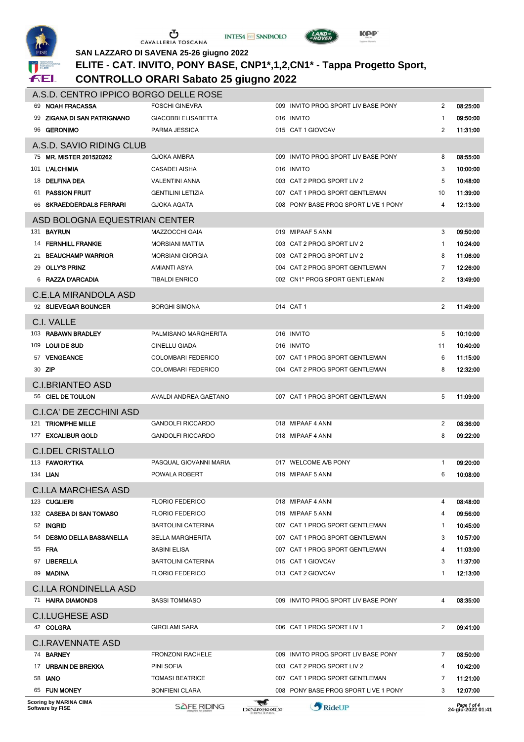# SAN LAZZARO DI SAVENA 25-26 giugno 2022

## ELITE - CAT. INVITO, PONY BASE, CNP1*,1,2,CN1* - Tappa Progetto Sport,

## CONTROLLO ORARI Sabato 25 giugno 2022

### A.S.D. CENTRO IPPICO BORGO DELLE ROSE

| N. | Cavallo | Cavaliere | Prova | Ord. | Orario |
|---|---|---|---|---|---|
| 69 | **NOAH FRACASSA** | FOSCHI GINEVRA | 009 INVITO PROG SPORT LIV BASE PONY | 2 | **08:25:00** |
| 99 | **ZIGANA DI SAN PATRIGNANO** | GIACOBBI ELISABETTA | 016 INVITO | 1 | **09:50:00** |
| 96 | **GERONIMO** | PARMA JESSICA | 015 CAT 1 GIOVCAV | 2 | **11:31:00** |

### A.S.D. SAVIO RIDING CLUB

| N. | Cavallo | Cavaliere | Prova | Ord. | Orario |
|---|---|---|---|---|---|
| 75 | **MR. MISTER 201520262** | GJOKA AMBRA | 009 INVITO PROG SPORT LIV BASE PONY | 8 | **08:55:00** |
| 101 | **L'ALCHIMIA** | CASADEI AISHA | 016 INVITO | 3 | **10:00:00** |
| 18 | **DELFINA DEA** | VALENTINI ANNA | 003 CAT 2 PROG SPORT LIV 2 | 5 | **10:48:00** |
| 61 | **PASSION FRUIT** | GENTILINI LETIZIA | 007 CAT 1 PROG SPORT GENTLEMAN | 10 | **11:39:00** |
| 66 | **SKRAEDDERDALS FERRARI** | GJOKA AGATA | 008 PONY BASE PROG SPORT LIVE 1 PONY | 4 | **12:13:00** |

### ASD BOLOGNA EQUESTRIAN CENTER

| N. | Cavallo | Cavaliere | Prova | Ord. | Orario |
|---|---|---|---|---|---|
| 131 | **BAYRUN** | MAZZOCCHI GAIA | 019 MIPAAF 5 ANNI | 3 | **09:50:00** |
| 14 | **FERNHILL FRANKIE** | MORSIANI MATTIA | 003 CAT 2 PROG SPORT LIV 2 | 1 | **10:24:00** |
| 21 | **BEAUCHAMP WARRIOR** | MORSIANI GIORGIA | 003 CAT 2 PROG SPORT LIV 2 | 8 | **11:06:00** |
| 29 | **OLLY'S PRINZ** | AMIANTI ASYA | 004 CAT 2 PROG SPORT GENTLEMAN | 7 | **12:26:00** |
| 6 | **RAZZA D'ARCADIA** | TIBALDI ENRICO | 002 CN1* PROG SPORT GENTLEMAN | 2 | **13:49:00** |

### C.E.LA MIRANDOLA ASD

| N. | Cavallo | Cavaliere | Prova | Ord. | Orario |
|---|---|---|---|---|---|
| 92 | **SLIEVEGAR BOUNCER** | BORGHI SIMONA | 014 CAT 1 | 2 | **11:49:00** |

### C.I. VALLE

| N. | Cavallo | Cavaliere | Prova | Ord. | Orario |
|---|---|---|---|---|---|
| 103 | **RABAWN BRADLEY** | PALMISANO MARGHERITA | 016 INVITO | 5 | **10:10:00** |
| 109 | **LOUI DE SUD** | CINELLU GIADA | 016 INVITO | 11 | **10:40:00** |
| 57 | **VENGEANCE** | COLOMBARI FEDERICO | 007 CAT 1 PROG SPORT GENTLEMAN | 6 | **11:15:00** |
| 30 | **ZIP** | COLOMBARI FEDERICO | 004 CAT 2 PROG SPORT GENTLEMAN | 8 | **12:32:00** |

### C.I.BRIANTEO ASD

| N. | Cavallo | Cavaliere | Prova | Ord. | Orario |
|---|---|---|---|---|---|
| 56 | **CIEL DE TOULON** | AVALDI ANDREA GAETANO | 007 CAT 1 PROG SPORT GENTLEMAN | 5 | **11:09:00** |

### C.I.CA' DE ZECCHINI ASD

| N. | Cavallo | Cavaliere | Prova | Ord. | Orario |
|---|---|---|---|---|---|
| 121 | **TRIOMPHE MILLE** | GANDOLFI RICCARDO | 018 MIPAAF 4 ANNI | 2 | **08:36:00** |
| 127 | **EXCALIBUR GOLD** | GANDOLFI RICCARDO | 018 MIPAAF 4 ANNI | 8 | **09:22:00** |

### C.I.DEL CRISTALLO

| N. | Cavallo | Cavaliere | Prova | Ord. | Orario |
|---|---|---|---|---|---|
| 113 | **FAWORYTKA** | PASQUAL GIOVANNI MARIA | 017 WELCOME A/B PONY | 1 | **09:20:00** |
| 134 | **LIAN** | POWALA ROBERT | 019 MIPAAF 5 ANNI | 6 | **10:08:00** |

### C.I.LA MARCHESA ASD

| N. | Cavallo | Cavaliere | Prova | Ord. | Orario |
|---|---|---|---|---|---|
| 123 | **CUGLIERI** | FLORIO FEDERICO | 018 MIPAAF 4 ANNI | 4 | **08:48:00** |
| 132 | **CASEBA DI SAN TOMASO** | FLORIO FEDERICO | 019 MIPAAF 5 ANNI | 4 | **09:56:00** |
| 52 | **INGRID** | BARTOLINI CATERINA | 007 CAT 1 PROG SPORT GENTLEMAN | 1 | **10:45:00** |
| 54 | **DESMO DELLA BASSANELLA** | SELLA MARGHERITA | 007 CAT 1 PROG SPORT GENTLEMAN | 3 | **10:57:00** |
| 55 | **FRA** | BABINI ELISA | 007 CAT 1 PROG SPORT GENTLEMAN | 4 | **11:03:00** |
| 97 | **LIBERELLA** | BARTOLINI CATERINA | 015 CAT 1 GIOVCAV | 3 | **11:37:00** |
| 89 | **MADINA** | FLORIO FEDERICO | 013 CAT 2 GIOVCAV | 1 | **12:13:00** |

### C.I.LA RONDINELLA ASD

| N. | Cavallo | Cavaliere | Prova | Ord. | Orario |
|---|---|---|---|---|---|
| 71 | **HAIRA DIAMONDS** | BASSI TOMMASO | 009 INVITO PROG SPORT LIV BASE PONY | 4 | **08:35:00** |

### C.I.LUGHESE ASD

| N. | Cavallo | Cavaliere | Prova | Ord. | Orario |
|---|---|---|---|---|---|
| 42 | **COLGRA** | GIROLAMI SARA | 006 CAT 1 PROG SPORT LIV 1 | 2 | **09:41:00** |

### C.I.RAVENNATE ASD

| N. | Cavallo | Cavaliere | Prova | Ord. | Orario |
|---|---|---|---|---|---|
| 74 | **BARNEY** | FRONZONI RACHELE | 009 INVITO PROG SPORT LIV BASE PONY | 7 | **08:50:00** |
| 17 | **URBAIN DE BREKKA** | PINI SOFIA | 003 CAT 2 PROG SPORT LIV 2 | 4 | **10:42:00** |
| 58 | **IANO** | TOMASI BEATRICE | 007 CAT 1 PROG SPORT GENTLEMAN | 7 | **11:21:00** |
| 65 | **FUN MONEY** | BONFIENI CLARA | 008 PONY BASE PROG SPORT LIVE 1 PONY | 3 | **12:07:00** |

Scoring by MARINA CIMA
Software by FISE

24-giu-2022 01:41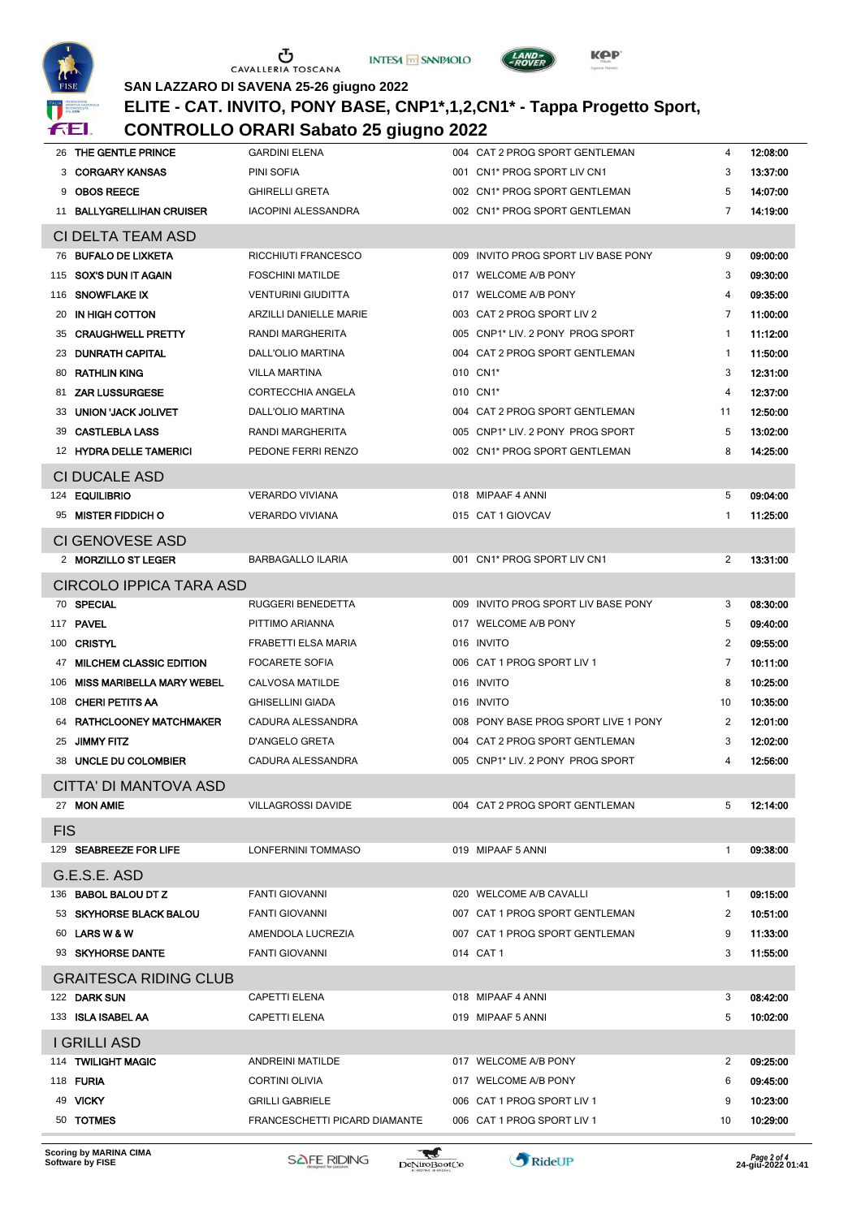SAN LAZZARO DI SAVENA 25-26 giugno 2022

# ELITE - CAT. INVITO, PONY BASE, CNP1*,1,2,CN1* - Tappa Progetto Sport,

## CONTROLLO ORARI Sabato 25 giugno 2022

| | | | | | |
|---|---|---|---|---|---|
| 26 | **THE GENTLE PRINCE** | GARDINI ELENA | 004 CAT 2 PROG SPORT GENTLEMAN | 4 | **12:08:00** |
| 3 | **CORGARY KANSAS** | PINI SOFIA | 001 CN1* PROG SPORT LIV CN1 | 3 | **13:37:00** |
| 9 | **OBOS REECE** | GHIRELLI GRETA | 002 CN1* PROG SPORT GENTLEMAN | 5 | **14:07:00** |
| 11 | **BALLYGRELLIHAN CRUISER** | IACOPINI ALESSANDRA | 002 CN1* PROG SPORT GENTLEMAN | 7 | **14:19:00** |
| **CI DELTA TEAM ASD** | | | | | |
| 76 | **BUFALO DE LIXKETA** | RICCHIUTI FRANCESCO | 009 INVITO PROG SPORT LIV BASE PONY | 9 | **09:00:00** |
| 115 | **SOX'S DUN IT AGAIN** | FOSCHINI MATILDE | 017 WELCOME A/B PONY | 3 | **09:30:00** |
| 116 | **SNOWFLAKE IX** | VENTURINI GIUDITTA | 017 WELCOME A/B PONY | 4 | **09:35:00** |
| 20 | **IN HIGH COTTON** | ARZILLI DANIELLE MARIE | 003 CAT 2 PROG SPORT LIV 2 | 7 | **11:00:00** |
| 35 | **CRAUGHWELL PRETTY** | RANDI MARGHERITA | 005 CNP1* LIV. 2 PONY PROG SPORT | 1 | **11:12:00** |
| 23 | **DUNRATH CAPITAL** | DALL'OLIO MARTINA | 004 CAT 2 PROG SPORT GENTLEMAN | 1 | **11:50:00** |
| 80 | **RATHLIN KING** | VILLA MARTINA | 010 CN1* | 3 | **12:31:00** |
| 81 | **ZAR LUSSURGESE** | CORTECCHIA ANGELA | 010 CN1* | 4 | **12:37:00** |
| 33 | **UNION 'JACK JOLIVET** | DALL'OLIO MARTINA | 004 CAT 2 PROG SPORT GENTLEMAN | 11 | **12:50:00** |
| 39 | **CASTLEBLA LASS** | RANDI MARGHERITA | 005 CNP1* LIV. 2 PONY PROG SPORT | 5 | **13:02:00** |
| 12 | **HYDRA DELLE TAMERICI** | PEDONE FERRI RENZO | 002 CN1* PROG SPORT GENTLEMAN | 8 | **14:25:00** |
| **CI DUCALE ASD** | | | | | |
| 124 | **EQUILIBRIO** | VERARDO VIVIANA | 018 MIPAAF 4 ANNI | 5 | **09:04:00** |
| 95 | **MISTER FIDDICH O** | VERARDO VIVIANA | 015 CAT 1 GIOVCAV | 1 | **11:25:00** |
| **CI GENOVESE ASD** | | | | | |
| 2 | **MORZILLO ST LEGER** | BARBAGALLO ILARIA | 001 CN1* PROG SPORT LIV CN1 | 2 | **13:31:00** |
| **CIRCOLO IPPICA TARA ASD** | | | | | |
| 70 | **SPECIAL** | RUGGERI BENEDETTA | 009 INVITO PROG SPORT LIV BASE PONY | 3 | **08:30:00** |
| 117 | **PAVEL** | PITTIMO ARIANNA | 017 WELCOME A/B PONY | 5 | **09:40:00** |
| 100 | **CRISTYL** | FRABETTI ELSA MARIA | 016 INVITO | 2 | **09:55:00** |
| 47 | **MILCHEM CLASSIC EDITION** | FOCARETE SOFIA | 006 CAT 1 PROG SPORT LIV 1 | 7 | **10:11:00** |
| 106 | **MISS MARIBELLA MARY WEBEL** | CALVOSA MATILDE | 016 INVITO | 8 | **10:25:00** |
| 108 | **CHERI PETITS AA** | GHISELLINI GIADA | 016 INVITO | 10 | **10:35:00** |
| 64 | **RATHCLOONEY MATCHMAKER** | CADURA ALESSANDRA | 008 PONY BASE PROG SPORT LIVE 1 PONY | 2 | **12:01:00** |
| 25 | **JIMMY FITZ** | D'ANGELO GRETA | 004 CAT 2 PROG SPORT GENTLEMAN | 3 | **12:02:00** |
| 38 | **UNCLE DU COLOMBIER** | CADURA ALESSANDRA | 005 CNP1* LIV. 2 PONY PROG SPORT | 4 | **12:56:00** |
| **CITTA' DI MANTOVA ASD** | | | | | |
| 27 | **MON AMIE** | VILLAGROSSI DAVIDE | 004 CAT 2 PROG SPORT GENTLEMAN | 5 | **12:14:00** |
| **FIS** | | | | | |
| 129 | **SEABREEZE FOR LIFE** | LONFERNINI TOMMASO | 019 MIPAAF 5 ANNI | 1 | **09:38:00** |
| **G.E.S.E. ASD** | | | | | |
| 136 | **BABOL BALOU DT Z** | FANTI GIOVANNI | 020 WELCOME A/B CAVALLI | 1 | **09:15:00** |
| 53 | **SKYHORSE BLACK BALOU** | FANTI GIOVANNI | 007 CAT 1 PROG SPORT GENTLEMAN | 2 | **10:51:00** |
| 60 | **LARS W & W** | AMENDOLA LUCREZIA | 007 CAT 1 PROG SPORT GENTLEMAN | 9 | **11:33:00** |
| 93 | **SKYHORSE DANTE** | FANTI GIOVANNI | 014 CAT 1 | 3 | **11:55:00** |
| **GRAITESCA RIDING CLUB** | | | | | |
| 122 | **DARK SUN** | CAPETTI ELENA | 018 MIPAAF 4 ANNI | 3 | **08:42:00** |
| 133 | **ISLA ISABEL AA** | CAPETTI ELENA | 019 MIPAAF 5 ANNI | 5 | **10:02:00** |
| **I GRILLI ASD** | | | | | |
| 114 | **TWILIGHT MAGIC** | ANDREINI MATILDE | 017 WELCOME A/B PONY | 2 | **09:25:00** |
| 118 | **FURIA** | CORTINI OLIVIA | 017 WELCOME A/B PONY | 6 | **09:45:00** |
| 49 | **VICKY** | GRILLI GABRIELE | 006 CAT 1 PROG SPORT LIV 1 | 9 | **10:23:00** |
| 50 | **TOTMES** | FRANCESCHETTI PICARD DIAMANTE | 006 CAT 1 PROG SPORT LIV 1 | 10 | **10:29:00** |

Scoring by MARINA CIMA
Software by FISE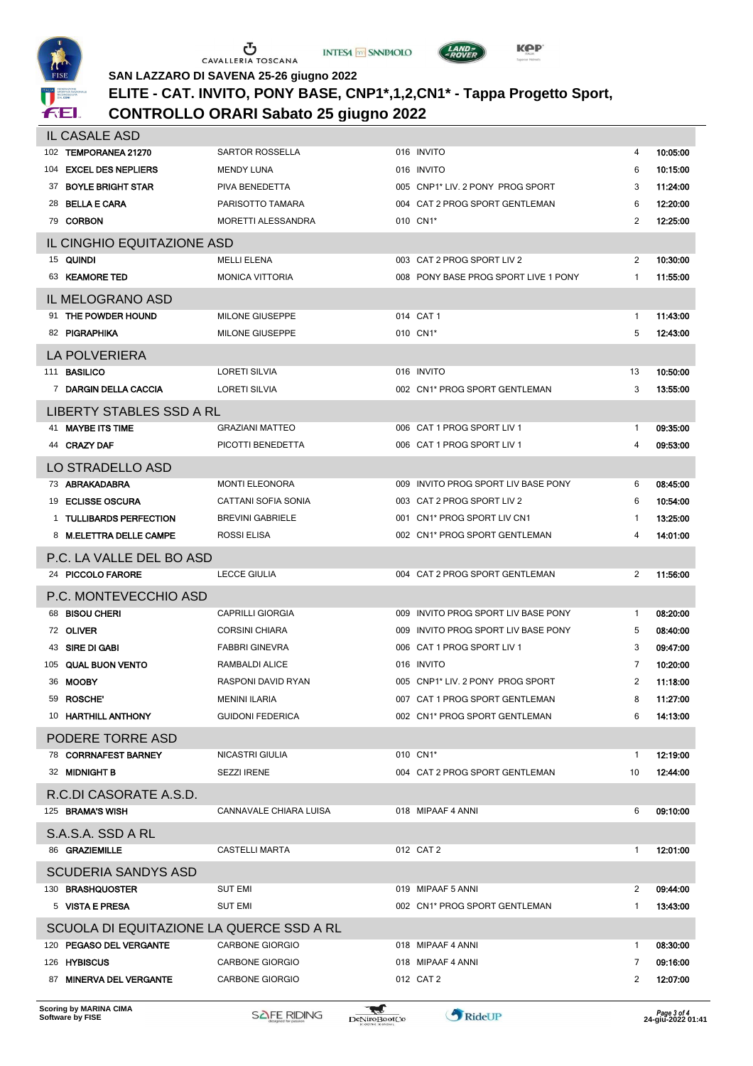SAN LAZZARO DI SAVENA 25-26 giugno 2022

# ELITE - CAT. INVITO, PONY BASE, CNP1*,1,2,CN1* - Tappa Progetto Sport, CONTROLLO ORARI Sabato 25 giugno 2022

## IL CASALE ASD

| N. | Cavallo | Cavaliere | Prova | Ord. | Orario |
|---|---|---|---|---|---|
| 102 | TEMPORANEA 21270 | SARTOR ROSSELLA | 016 INVITO | 4 | 10:05:00 |
| 104 | EXCEL DES NEPLIERS | MENDY LUNA | 016 INVITO | 6 | 10:15:00 |
| 37 | BOYLE BRIGHT STAR | PIVA BENEDETTA | 005 CNP1* LIV. 2 PONY PROG SPORT | 3 | 11:24:00 |
| 28 | BELLA E CARA | PARISOTTO TAMARA | 004 CAT 2 PROG SPORT GENTLEMAN | 6 | 12:20:00 |
| 79 | CORBON | MORETTI ALESSANDRA | 010 CN1* | 2 | 12:25:00 |

## IL CINGHIO EQUITAZIONE ASD

| N. | Cavallo | Cavaliere | Prova | Ord. | Orario |
|---|---|---|---|---|---|
| 15 | QUINDI | MELLI ELENA | 003 CAT 2 PROG SPORT LIV 2 | 2 | 10:30:00 |
| 63 | KEAMORE TED | MONICA VITTORIA | 008 PONY BASE PROG SPORT LIVE 1 PONY | 1 | 11:55:00 |

## IL MELOGRANO ASD

| N. | Cavallo | Cavaliere | Prova | Ord. | Orario |
|---|---|---|---|---|---|
| 91 | THE POWDER HOUND | MILONE GIUSEPPE | 014 CAT 1 | 1 | 11:43:00 |
| 82 | PIGRAPHIKA | MILONE GIUSEPPE | 010 CN1* | 5 | 12:43:00 |

## LA POLVERIERA

| N. | Cavallo | Cavaliere | Prova | Ord. | Orario |
|---|---|---|---|---|---|
| 111 | BASILICO | LORETI SILVIA | 016 INVITO | 13 | 10:50:00 |
| 7 | DARGIN DELLA CACCIA | LORETI SILVIA | 002 CN1* PROG SPORT GENTLEMAN | 3 | 13:55:00 |

## LIBERTY STABLES SSD A RL

| N. | Cavallo | Cavaliere | Prova | Ord. | Orario |
|---|---|---|---|---|---|
| 41 | MAYBE ITS TIME | GRAZIANI MATTEO | 006 CAT 1 PROG SPORT LIV 1 | 1 | 09:35:00 |
| 44 | CRAZY DAF | PICOTTI BENEDETTA | 006 CAT 1 PROG SPORT LIV 1 | 4 | 09:53:00 |

## LO STRADELLO ASD

| N. | Cavallo | Cavaliere | Prova | Ord. | Orario |
|---|---|---|---|---|---|
| 73 | ABRAKADABRA | MONTI ELEONORA | 009 INVITO PROG SPORT LIV BASE PONY | 6 | 08:45:00 |
| 19 | ECLISSE OSCURA | CATTANI SOFIA SONIA | 003 CAT 2 PROG SPORT LIV 2 | 6 | 10:54:00 |
| 1 | TULLIBARDS PERFECTION | BREVINI GABRIELE | 001 CN1* PROG SPORT LIV CN1 | 1 | 13:25:00 |
| 8 | M.ELETTRA DELLE CAMPE | ROSSI ELISA | 002 CN1* PROG SPORT GENTLEMAN | 4 | 14:01:00 |

## P.C. LA VALLE DEL BO ASD

| N. | Cavallo | Cavaliere | Prova | Ord. | Orario |
|---|---|---|---|---|---|
| 24 | PICCOLO FARORE | LECCE GIULIA | 004 CAT 2 PROG SPORT GENTLEMAN | 2 | 11:56:00 |

## P.C. MONTEVECCHIO ASD

| N. | Cavallo | Cavaliere | Prova | Ord. | Orario |
|---|---|---|---|---|---|
| 68 | BISOU CHERI | CAPRILLI GIORGIA | 009 INVITO PROG SPORT LIV BASE PONY | 1 | 08:20:00 |
| 72 | OLIVER | CORSINI CHIARA | 009 INVITO PROG SPORT LIV BASE PONY | 5 | 08:40:00 |
| 43 | SIRE DI GABI | FABBRI GINEVRA | 006 CAT 1 PROG SPORT LIV 1 | 3 | 09:47:00 |
| 105 | QUAL BUON VENTO | RAMBALDI ALICE | 016 INVITO | 7 | 10:20:00 |
| 36 | MOOBY | RASPONI DAVID RYAN | 005 CNP1* LIV. 2 PONY PROG SPORT | 2 | 11:18:00 |
| 59 | ROSCHE' | MENINI ILARIA | 007 CAT 1 PROG SPORT GENTLEMAN | 8 | 11:27:00 |
| 10 | HARTHILL ANTHONY | GUIDONI FEDERICA | 002 CN1* PROG SPORT GENTLEMAN | 6 | 14:13:00 |

## PODERE TORRE ASD

| N. | Cavallo | Cavaliere | Prova | Ord. | Orario |
|---|---|---|---|---|---|
| 78 | CORRNAFEST BARNEY | NICASTRI GIULIA | 010 CN1* | 1 | 12:19:00 |
| 32 | MIDNIGHT B | SEZZI IRENE | 004 CAT 2 PROG SPORT GENTLEMAN | 10 | 12:44:00 |

## R.C.DI CASORATE A.S.D.

| N. | Cavallo | Cavaliere | Prova | Ord. | Orario |
|---|---|---|---|---|---|
| 125 | BRAMA'S WISH | CANNAVALE CHIARA LUISA | 018 MIPAAF 4 ANNI | 6 | 09:10:00 |

## S.A.S.A. SSD A RL

| N. | Cavallo | Cavaliere | Prova | Ord. | Orario |
|---|---|---|---|---|---|
| 86 | GRAZIEMILLE | CASTELLI MARTA | 012 CAT 2 | 1 | 12:01:00 |

## SCUDERIA SANDYS ASD

| N. | Cavallo | Cavaliere | Prova | Ord. | Orario |
|---|---|---|---|---|---|
| 130 | BRASHQUOSTER | SUT EMI | 019 MIPAAF 5 ANNI | 2 | 09:44:00 |
| 5 | VISTA E PRESA | SUT EMI | 002 CN1* PROG SPORT GENTLEMAN | 1 | 13:43:00 |

## SCUOLA DI EQUITAZIONE LA QUERCE SSD A RL

| N. | Cavallo | Cavaliere | Prova | Ord. | Orario |
|---|---|---|---|---|---|
| 120 | PEGASO DEL VERGANTE | CARBONE GIORGIO | 018 MIPAAF 4 ANNI | 1 | 08:30:00 |
| 126 | HYBISCUS | CARBONE GIORGIO | 018 MIPAAF 4 ANNI | 7 | 09:16:00 |
| 87 | MINERVA DEL VERGANTE | CARBONE GIORGIO | 012 CAT 2 | 2 | 12:07:00 |

Scoring by MARINA CIMA
Software by FISE

24-giu-2022 01:41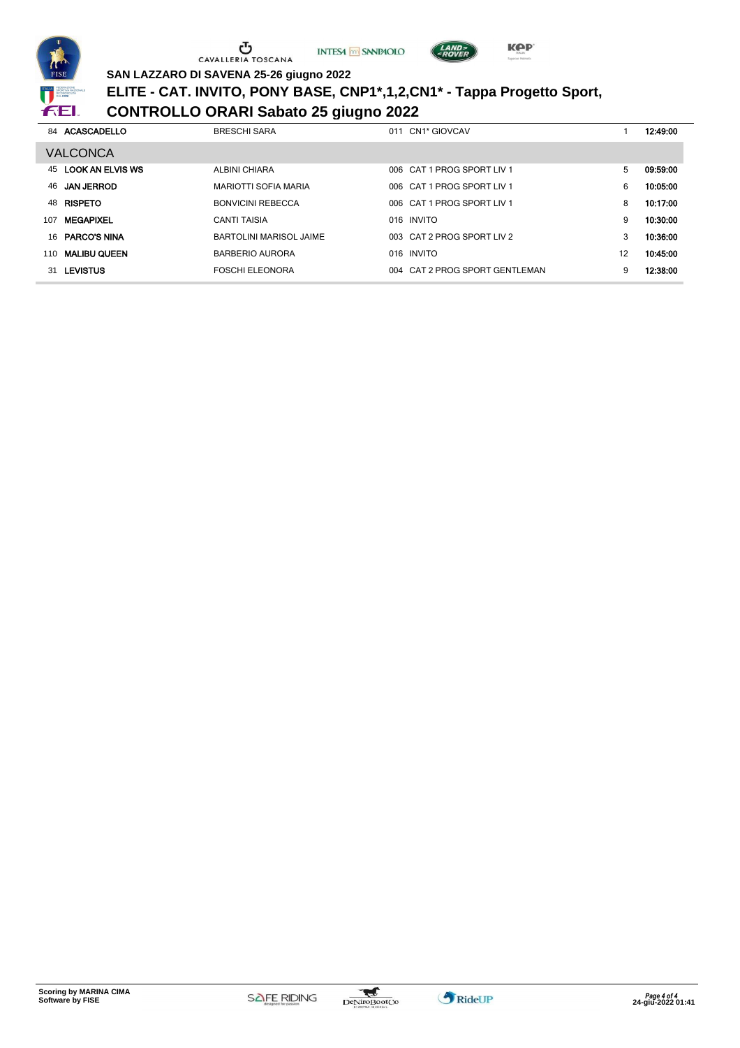SAN LAZZARO DI SAVENA 25-26 giugno 2022

# ELITE - CAT. INVITO, PONY BASE, CNP1*,1,2,CN1* - Tappa Progetto Sport,

## CONTROLLO ORARI Sabato 25 giugno 2022

| | | | | | |
|---|---|---|---|---|---|
| 84 | **ACASCADELLO** | BRESCHI SARA | 011 CN1* GIOVCAV | 1 | **12:49:00** |
| **VALCONCA** | | | | | |
| 45 | **LOOK AN ELVIS WS** | ALBINI CHIARA | 006 CAT 1 PROG SPORT LIV 1 | 5 | **09:59:00** |
| 46 | **JAN JERROD** | MARIOTTI SOFIA MARIA | 006 CAT 1 PROG SPORT LIV 1 | 6 | **10:05:00** |
| 48 | **RISPETO** | BONVICINI REBECCA | 006 CAT 1 PROG SPORT LIV 1 | 8 | **10:17:00** |
| 107 | **MEGAPIXEL** | CANTI TAISIA | 016 INVITO | 9 | **10:30:00** |
| 16 | **PARCO'S NINA** | BARTOLINI MARISOL JAIME | 003 CAT 2 PROG SPORT LIV 2 | 3 | **10:36:00** |
| 110 | **MALIBU QUEEN** | BARBERIO AURORA | 016 INVITO | 12 | **10:45:00** |
| 31 | **LEVISTUS** | FOSCHI ELEONORA | 004 CAT 2 PROG SPORT GENTLEMAN | 9 | **12:38:00** |

**Scoring by MARINA CIMA**
**Software by FISE**

24-giu-2022 01:41